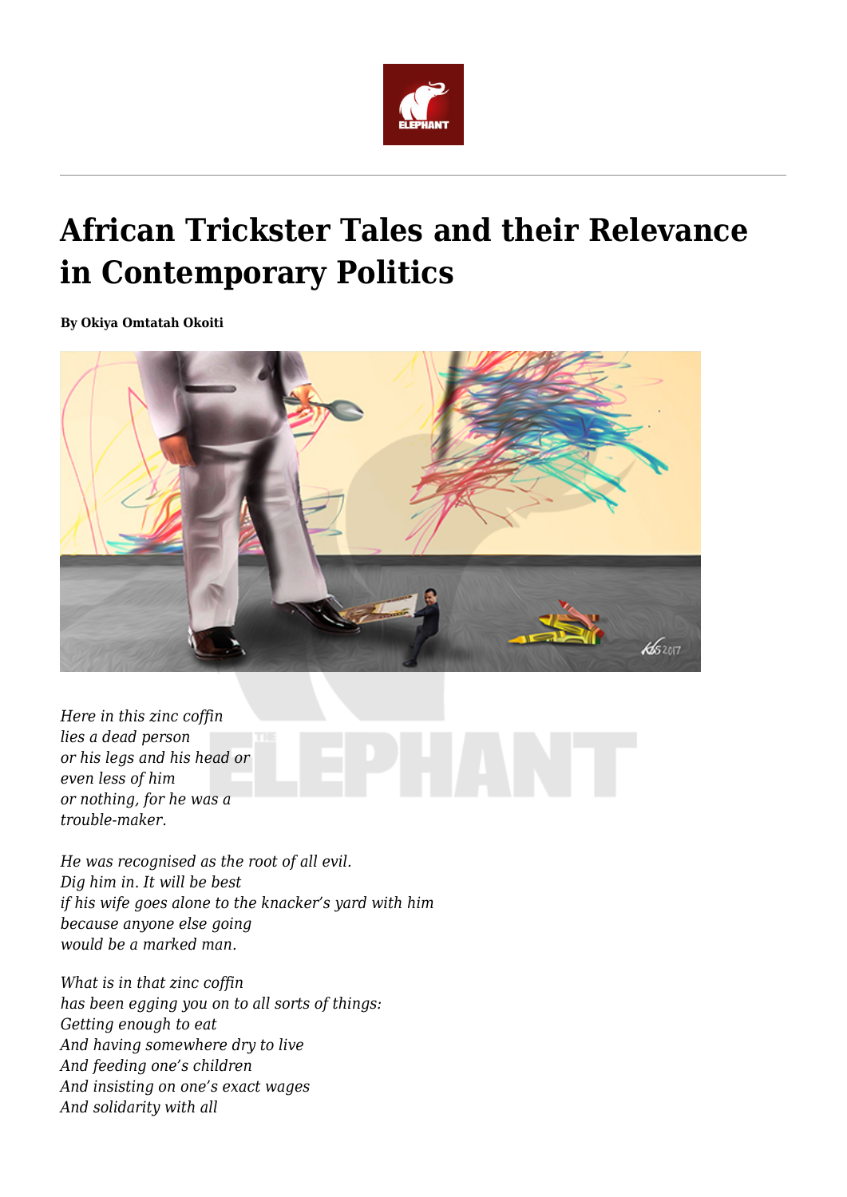# African Trickster Tales and their Relevance in Contemporary Politics

**By Okiya Omtatah Okoiti**

*Here in this zinc coffin*
*lies a dead person*
*or his legs and his head or*
*even less of him*
*or nothing, for he was a*
*trouble-maker.*

*He was recognised as the root of all evil.*
*Dig him in. It will be best*
*if his wife goes alone to the knacker's yard with him*
*because anyone else going*
*would be a marked man.*

*What is in that zinc coffin*
*has been egging you on to all sorts of things:*
*Getting enough to eat*
*And having somewhere dry to live*
*And feeding one's children*
*And insisting on one's exact wages*
*And solidarity with all*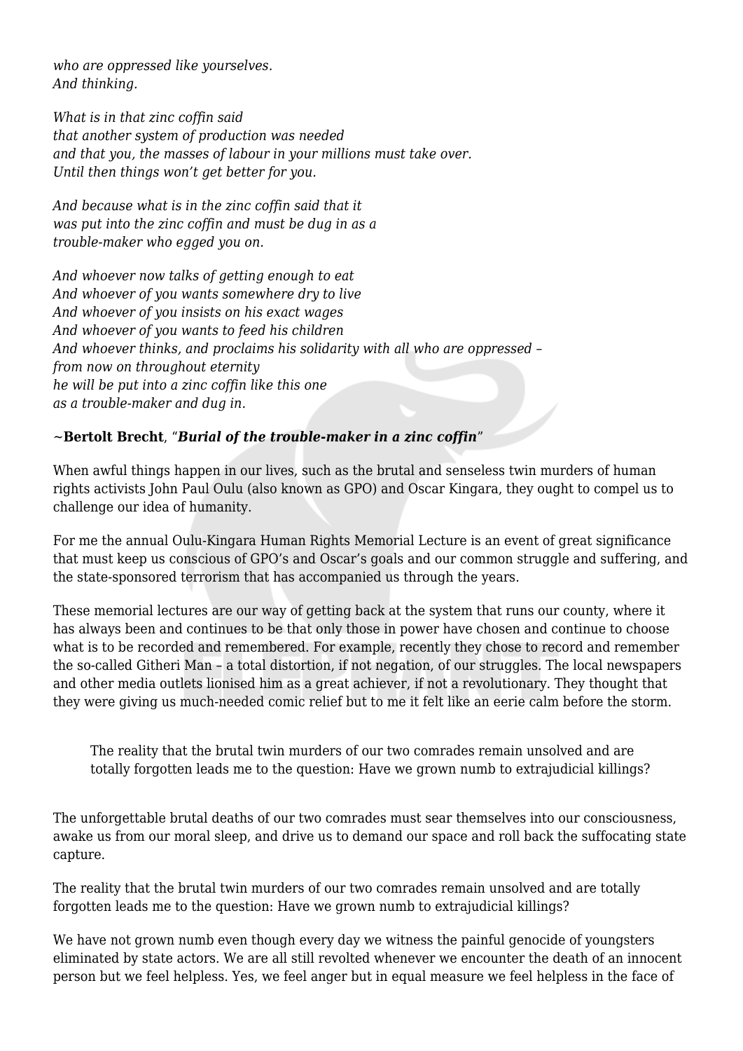*who are oppressed like yourselves.*
*And thinking.*

*What is in that zinc coffin said*
*that another system of production was needed*
*and that you, the masses of labour in your millions must take over.*
*Until then things won't get better for you.*

*And because what is in the zinc coffin said that it*
*was put into the zinc coffin and must be dug in as a*
*trouble-maker who egged you on.*

*And whoever now talks of getting enough to eat*
*And whoever of you wants somewhere dry to live*
*And whoever of you insists on his exact wages*
*And whoever of you wants to feed his children*
*And whoever thinks, and proclaims his solidarity with all who are oppressed –*
*from now on throughout eternity*
*he will be put into a zinc coffin like this one*
*as a trouble-maker and dug in.*

**~Bertolt Brecht**, "***Burial of the trouble-maker in a zinc coffin***"

When awful things happen in our lives, such as the brutal and senseless twin murders of human rights activists John Paul Oulu (also known as GPO) and Oscar Kingara, they ought to compel us to challenge our idea of humanity.

For me the annual Oulu-Kingara Human Rights Memorial Lecture is an event of great significance that must keep us conscious of GPO's and Oscar's goals and our common struggle and suffering, and the state-sponsored terrorism that has accompanied us through the years.

These memorial lectures are our way of getting back at the system that runs our county, where it has always been and continues to be that only those in power have chosen and continue to choose what is to be recorded and remembered. For example, recently they chose to record and remember the so-called Githeri Man – a total distortion, if not negation, of our struggles. The local newspapers and other media outlets lionised him as a great achiever, if not a revolutionary. They thought that they were giving us much-needed comic relief but to me it felt like an eerie calm before the storm.

> The reality that the brutal twin murders of our two comrades remain unsolved and are totally forgotten leads me to the question: Have we grown numb to extrajudicial killings?

The unforgettable brutal deaths of our two comrades must sear themselves into our consciousness, awake us from our moral sleep, and drive us to demand our space and roll back the suffocating state capture.

The reality that the brutal twin murders of our two comrades remain unsolved and are totally forgotten leads me to the question: Have we grown numb to extrajudicial killings?

We have not grown numb even though every day we witness the painful genocide of youngsters eliminated by state actors. We are all still revolted whenever we encounter the death of an innocent person but we feel helpless. Yes, we feel anger but in equal measure we feel helpless in the face of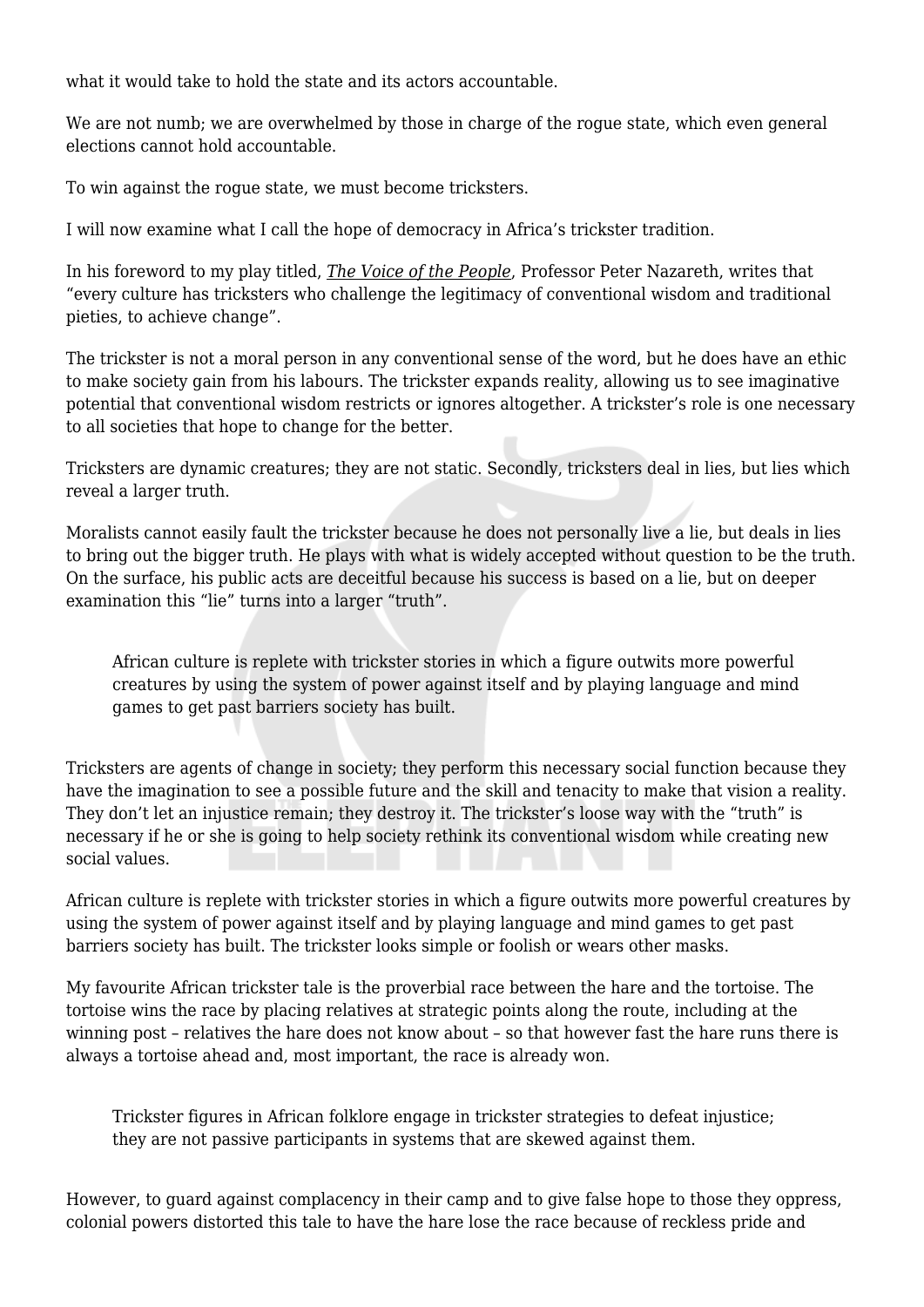what it would take to hold the state and its actors accountable.

We are not numb; we are overwhelmed by those in charge of the rogue state, which even general elections cannot hold accountable.

To win against the rogue state, we must become tricksters.

I will now examine what I call the hope of democracy in Africa's trickster tradition.

In his foreword to my play titled, *The Voice of the People*, Professor Peter Nazareth, writes that "every culture has tricksters who challenge the legitimacy of conventional wisdom and traditional pieties, to achieve change".

The trickster is not a moral person in any conventional sense of the word, but he does have an ethic to make society gain from his labours. The trickster expands reality, allowing us to see imaginative potential that conventional wisdom restricts or ignores altogether. A trickster's role is one necessary to all societies that hope to change for the better.

Tricksters are dynamic creatures; they are not static. Secondly, tricksters deal in lies, but lies which reveal a larger truth.

Moralists cannot easily fault the trickster because he does not personally live a lie, but deals in lies to bring out the bigger truth. He plays with what is widely accepted without question to be the truth. On the surface, his public acts are deceitful because his success is based on a lie, but on deeper examination this "lie" turns into a larger "truth".

> African culture is replete with trickster stories in which a figure outwits more powerful creatures by using the system of power against itself and by playing language and mind games to get past barriers society has built.

Tricksters are agents of change in society; they perform this necessary social function because they have the imagination to see a possible future and the skill and tenacity to make that vision a reality. They don't let an injustice remain; they destroy it. The trickster's loose way with the "truth" is necessary if he or she is going to help society rethink its conventional wisdom while creating new social values.

African culture is replete with trickster stories in which a figure outwits more powerful creatures by using the system of power against itself and by playing language and mind games to get past barriers society has built. The trickster looks simple or foolish or wears other masks.

My favourite African trickster tale is the proverbial race between the hare and the tortoise. The tortoise wins the race by placing relatives at strategic points along the route, including at the winning post – relatives the hare does not know about – so that however fast the hare runs there is always a tortoise ahead and, most important, the race is already won.

> Trickster figures in African folklore engage in trickster strategies to defeat injustice; they are not passive participants in systems that are skewed against them.

However, to guard against complacency in their camp and to give false hope to those they oppress, colonial powers distorted this tale to have the hare lose the race because of reckless pride and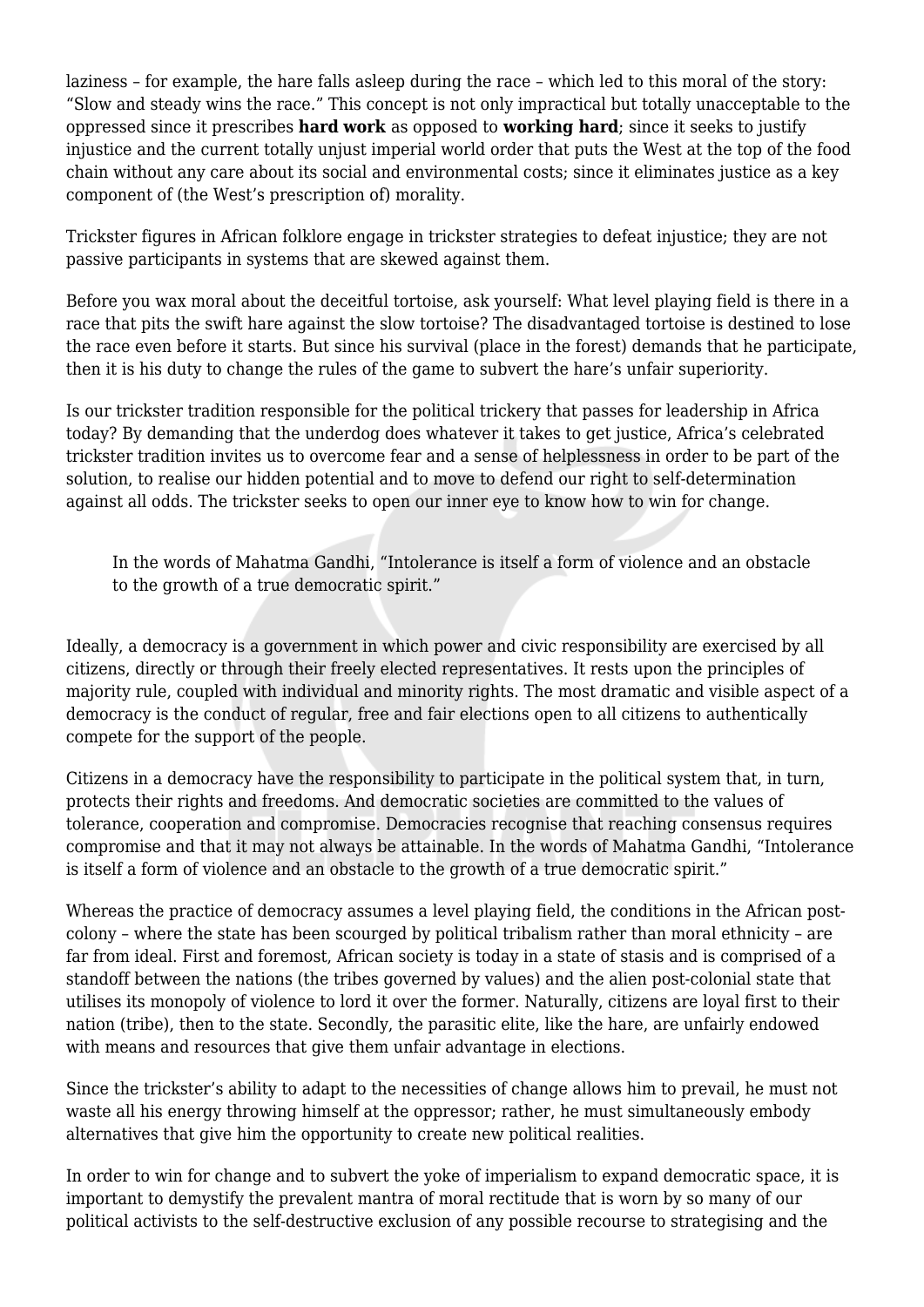laziness – for example, the hare falls asleep during the race – which led to this moral of the story: "Slow and steady wins the race." This concept is not only impractical but totally unacceptable to the oppressed since it prescribes **hard work** as opposed to **working hard**; since it seeks to justify injustice and the current totally unjust imperial world order that puts the West at the top of the food chain without any care about its social and environmental costs; since it eliminates justice as a key component of (the West's prescription of) morality.

Trickster figures in African folklore engage in trickster strategies to defeat injustice; they are not passive participants in systems that are skewed against them.

Before you wax moral about the deceitful tortoise, ask yourself: What level playing field is there in a race that pits the swift hare against the slow tortoise? The disadvantaged tortoise is destined to lose the race even before it starts. But since his survival (place in the forest) demands that he participate, then it is his duty to change the rules of the game to subvert the hare's unfair superiority.

Is our trickster tradition responsible for the political trickery that passes for leadership in Africa today? By demanding that the underdog does whatever it takes to get justice, Africa's celebrated trickster tradition invites us to overcome fear and a sense of helplessness in order to be part of the solution, to realise our hidden potential and to move to defend our right to self-determination against all odds. The trickster seeks to open our inner eye to know how to win for change.

> In the words of Mahatma Gandhi, "Intolerance is itself a form of violence and an obstacle to the growth of a true democratic spirit."

Ideally, a democracy is a government in which power and civic responsibility are exercised by all citizens, directly or through their freely elected representatives. It rests upon the principles of majority rule, coupled with individual and minority rights. The most dramatic and visible aspect of a democracy is the conduct of regular, free and fair elections open to all citizens to authentically compete for the support of the people.

Citizens in a democracy have the responsibility to participate in the political system that, in turn, protects their rights and freedoms. And democratic societies are committed to the values of tolerance, cooperation and compromise. Democracies recognise that reaching consensus requires compromise and that it may not always be attainable. In the words of Mahatma Gandhi, "Intolerance is itself a form of violence and an obstacle to the growth of a true democratic spirit."

Whereas the practice of democracy assumes a level playing field, the conditions in the African post-colony – where the state has been scourged by political tribalism rather than moral ethnicity – are far from ideal. First and foremost, African society is today in a state of stasis and is comprised of a standoff between the nations (the tribes governed by values) and the alien post-colonial state that utilises its monopoly of violence to lord it over the former. Naturally, citizens are loyal first to their nation (tribe), then to the state. Secondly, the parasitic elite, like the hare, are unfairly endowed with means and resources that give them unfair advantage in elections.

Since the trickster's ability to adapt to the necessities of change allows him to prevail, he must not waste all his energy throwing himself at the oppressor; rather, he must simultaneously embody alternatives that give him the opportunity to create new political realities.

In order to win for change and to subvert the yoke of imperialism to expand democratic space, it is important to demystify the prevalent mantra of moral rectitude that is worn by so many of our political activists to the self-destructive exclusion of any possible recourse to strategising and the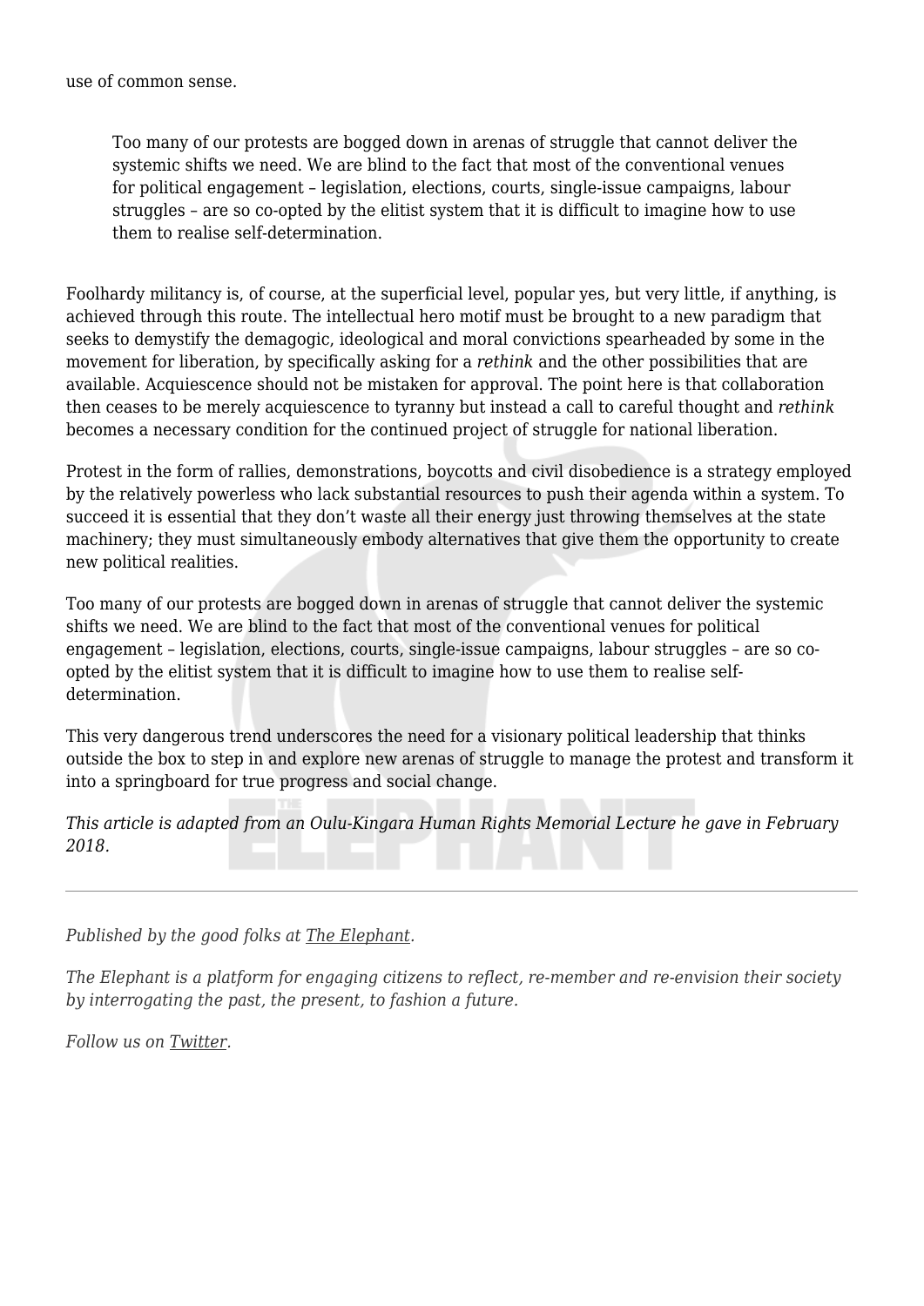use of common sense.

> Too many of our protests are bogged down in arenas of struggle that cannot deliver the systemic shifts we need. We are blind to the fact that most of the conventional venues for political engagement – legislation, elections, courts, single-issue campaigns, labour struggles – are so co-opted by the elitist system that it is difficult to imagine how to use them to realise self-determination.

Foolhardy militancy is, of course, at the superficial level, popular yes, but very little, if anything, is achieved through this route. The intellectual hero motif must be brought to a new paradigm that seeks to demystify the demagogic, ideological and moral convictions spearheaded by some in the movement for liberation, by specifically asking for a *rethink* and the other possibilities that are available. Acquiescence should not be mistaken for approval. The point here is that collaboration then ceases to be merely acquiescence to tyranny but instead a call to careful thought and *rethink* becomes a necessary condition for the continued project of struggle for national liberation.

Protest in the form of rallies, demonstrations, boycotts and civil disobedience is a strategy employed by the relatively powerless who lack substantial resources to push their agenda within a system. To succeed it is essential that they don't waste all their energy just throwing themselves at the state machinery; they must simultaneously embody alternatives that give them the opportunity to create new political realities.

Too many of our protests are bogged down in arenas of struggle that cannot deliver the systemic shifts we need. We are blind to the fact that most of the conventional venues for political engagement – legislation, elections, courts, single-issue campaigns, labour struggles – are so co-opted by the elitist system that it is difficult to imagine how to use them to realise self-determination.

This very dangerous trend underscores the need for a visionary political leadership that thinks outside the box to step in and explore new arenas of struggle to manage the protest and transform it into a springboard for true progress and social change.

*This article is adapted from an Oulu-Kingara Human Rights Memorial Lecture he gave in February 2018.*

---

*Published by the good folks at The Elephant.*

*The Elephant is a platform for engaging citizens to reflect, re-member and re-envision their society by interrogating the past, the present, to fashion a future.*

*Follow us on Twitter.*